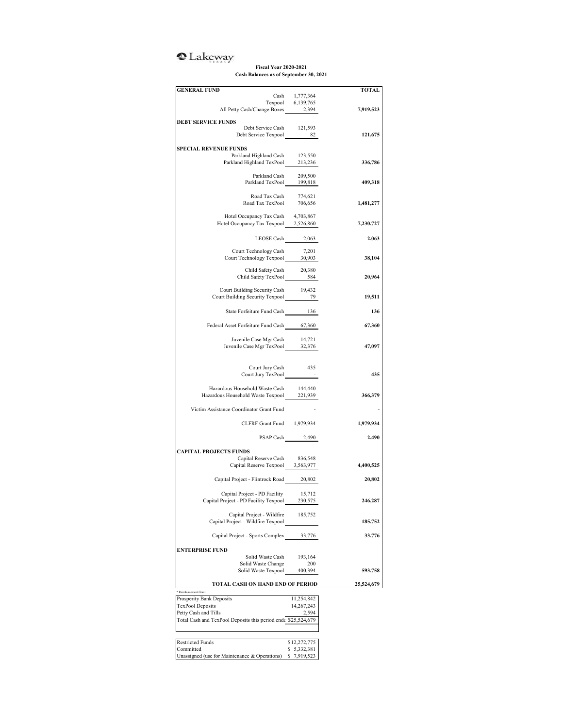Lakeway

**Fiscal Year 2020-2021**
**Cash Balances as of September 30, 2021**

| GENERAL FUND | | TOTAL |
|---|---|---|
| Cash | 1,777,364 | |
| Texpool | 6,139,765 | |
| All Petty Cash/Change Boxes | 2,394 | **7,919,523** |
| **DEBT SERVICE FUNDS** | | |
| Debt Service Cash | 121,593 | |
| Debt Service Texpool | 82 | **121,675** |
| **SPECIAL REVENUE FUNDS** | | |
| Parkland Highland Cash | 123,550 | |
| Parkland Highland TexPool | 213,236 | **336,786** |
| Parkland Cash | 209,500 | |
| Parkland TexPool | 199,818 | **409,318** |
| Road Tax Cash | 774,621 | |
| Road Tax TexPool | 706,656 | **1,481,277** |
| Hotel Occupancy Tax Cash | 4,703,867 | |
| Hotel Occupancy Tax Texpool | 2,526,860 | **7,230,727** |
| LEOSE Cash | 2,063 | **2,063** |
| Court Technology Cash | 7,201 | |
| Court Technology Texpool | 30,903 | **38,104** |
| Child Safety Cash | 20,380 | |
| Child Safety TexPool | 584 | **20,964** |
| Court Building Security Cash | 19,432 | |
| Court Building Security Texpool | 79 | **19,511** |
| State Forfeiture Fund Cash | 136 | **136** |
| Federal Asset Forfeiture Fund Cash | 67,360 | **67,360** |
| Juvenile Case Mgr Cash | 14,721 | |
| Juvenile Case Mgr TexPool | 32,376 | **47,097** |
| Court Jury Cash | 435 | |
| Court Jury TexPool | - | **435** |
| Hazardous Household Waste Cash | 144,440 | |
| Hazardous Household Waste Texpool | 221,939 | **366,379** |
| Victim Assistance Coordinator Grant Fund | - | **-** |
| CLFRF Grant Fund | 1,979,934 | **1,979,934** |
| PSAP Cash | 2,490 | **2,490** |
| **CAPITAL PROJECTS FUNDS** | | |
| Capital Reserve Cash | 836,548 | |
| Capital Reserve Texpool | 3,563,977 | **4,400,525** |
| Capital Project - Flintrock Road | 20,802 | **20,802** |
| Capital Project - PD Facility | 15,712 | |
| Capital Project - PD Facility Texpool | 230,575 | **246,287** |
| Capital Project - Wildfire | 185,752 | |
| Capital Project - Wildfire Texpool | - | **185,752** |
| Capital Project - Sports Complex | 33,776 | **33,776** |
| **ENTERPRISE FUND** | | |
| Solid Waste Cash | 193,164 | |
| Solid Waste Change | 200 | |
| Solid Waste Texpool | 400,394 | **593,758** |
| **TOTAL CASH ON HAND END OF PERIOD** | | **25,524,679** |

* Reimbursement Grant

| | |
|---|---|
| Prosperity Bank Deposits | 11,254,842 |
| TexPool Deposits | 14,267,243 |
| Petty Cash and Tills | 2,594 |
| Total Cash and TexPool Deposits this period ende | $25,524,679 |

| | |
|---|---|
| Restricted Funds | $12,272,775 |
| Committed | $ 5,332,381 |
| Unassigned (use for Maintenance & Operations) | $ 7,919,523 |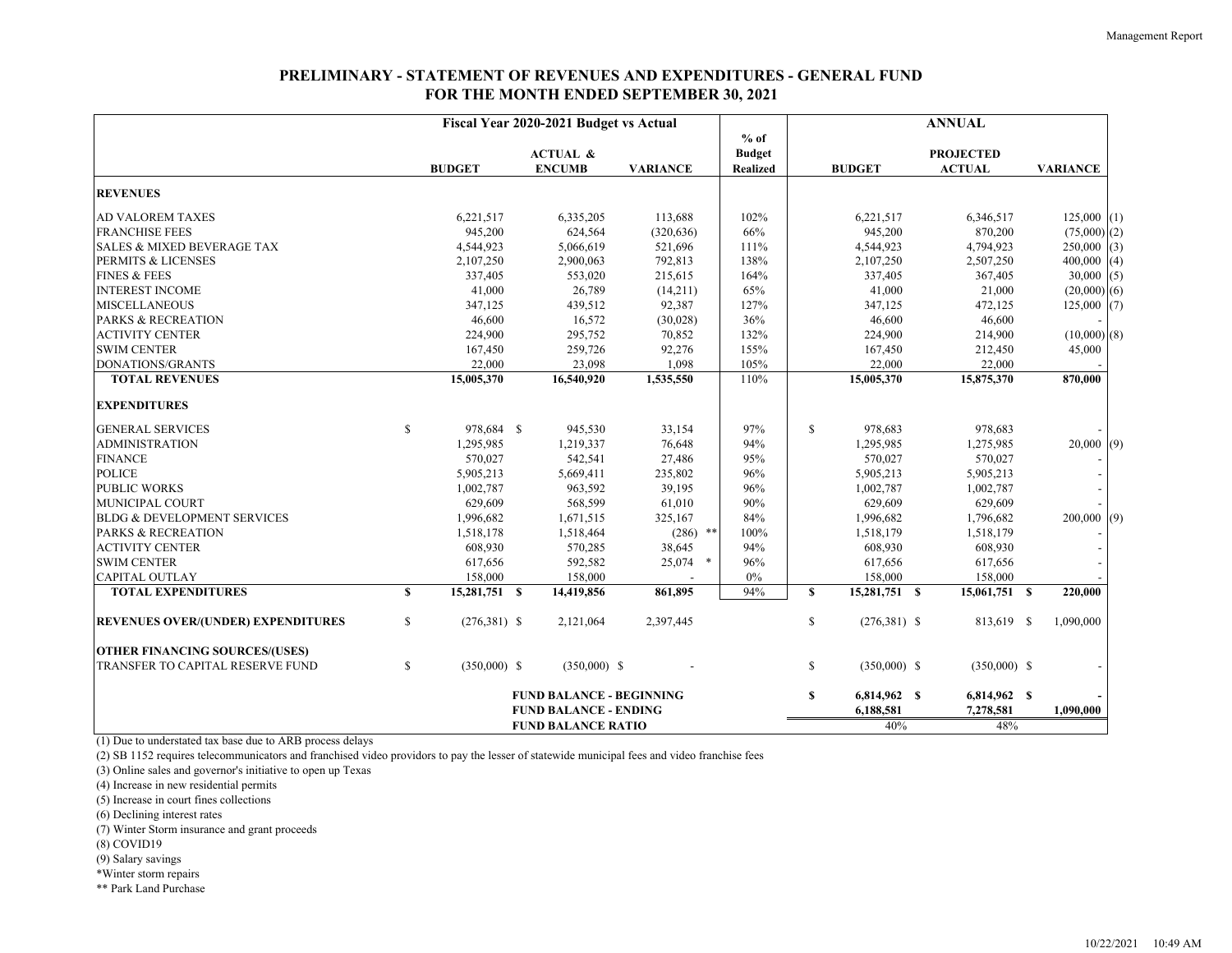# PRELIMINARY - STATEMENT OF REVENUES AND EXPENDITURES - GENERAL FUND
## FOR THE MONTH ENDED SEPTEMBER 30, 2021

| | Fiscal Year 2020-2021 Budget vs Actual | | | | ANNUAL | | | |
|---|---|---|---|---|---|---|---|---|
| | BUDGET | ACTUAL & ENCUMB | VARIANCE | % of Budget Realized | BUDGET | PROJECTED ACTUAL | VARIANCE | |
| **REVENUES** | | | | | | | | |
| AD VALOREM TAXES | 6,221,517 | 6,335,205 | 113,688 | 102% | 6,221,517 | 6,346,517 | 125,000 | (1) |
| FRANCHISE FEES | 945,200 | 624,564 | (320,636) | 66% | 945,200 | 870,200 | (75,000) | (2) |
| SALES & MIXED BEVERAGE TAX | 4,544,923 | 5,066,619 | 521,696 | 111% | 4,544,923 | 4,794,923 | 250,000 | (3) |
| PERMITS & LICENSES | 2,107,250 | 2,900,063 | 792,813 | 138% | 2,107,250 | 2,507,250 | 400,000 | (4) |
| FINES & FEES | 337,405 | 553,020 | 215,615 | 164% | 337,405 | 367,405 | 30,000 | (5) |
| INTEREST INCOME | 41,000 | 26,789 | (14,211) | 65% | 41,000 | 21,000 | (20,000) | (6) |
| MISCELLANEOUS | 347,125 | 439,512 | 92,387 | 127% | 347,125 | 472,125 | 125,000 | (7) |
| PARKS & RECREATION | 46,600 | 16,572 | (30,028) | 36% | 46,600 | 46,600 | - | |
| ACTIVITY CENTER | 224,900 | 295,752 | 70,852 | 132% | 224,900 | 214,900 | (10,000) | (8) |
| SWIM CENTER | 167,450 | 259,726 | 92,276 | 155% | 167,450 | 212,450 | 45,000 | |
| DONATIONS/GRANTS | 22,000 | 23,098 | 1,098 | 105% | 22,000 | 22,000 | - | |
| **TOTAL REVENUES** | **15,005,370** | **16,540,920** | **1,535,550** | 110% | **15,005,370** | **15,875,370** | **870,000** | |
| **EXPENDITURES** | | | | | | | | |
| GENERAL SERVICES | $ 978,684 | $ 945,530 | 33,154 | 97% | $ 978,683 | 978,683 | - | |
| ADMINISTRATION | 1,295,985 | 1,219,337 | 76,648 | 94% | 1,295,985 | 1,275,985 | 20,000 | (9) |
| FINANCE | 570,027 | 542,541 | 27,486 | 95% | 570,027 | 570,027 | - | |
| POLICE | 5,905,213 | 5,669,411 | 235,802 | 96% | 5,905,213 | 5,905,213 | - | |
| PUBLIC WORKS | 1,002,787 | 963,592 | 39,195 | 96% | 1,002,787 | 1,002,787 | - | |
| MUNICIPAL COURT | 629,609 | 568,599 | 61,010 | 90% | 629,609 | 629,609 | - | |
| BLDG & DEVELOPMENT SERVICES | 1,996,682 | 1,671,515 | 325,167 | 84% | 1,996,682 | 1,796,682 | 200,000 | (9) |
| PARKS & RECREATION | 1,518,178 | 1,518,464 | (286) ** | 100% | 1,518,179 | 1,518,179 | - | |
| ACTIVITY CENTER | 608,930 | 570,285 | 38,645 | 94% | 608,930 | 608,930 | - | |
| SWIM CENTER | 617,656 | 592,582 | 25,074 * | 96% | 617,656 | 617,656 | - | |
| CAPITAL OUTLAY | 158,000 | 158,000 | - | 0% | 158,000 | 158,000 | - | |
| **TOTAL EXPENDITURES** | **$ 15,281,751** | **$ 14,419,856** | **861,895** | 94% | **$ 15,281,751** | **$ 15,061,751** | **$ 220,000** | |
| **REVENUES OVER/(UNDER) EXPENDITURES** | $ (276,381) | $ 2,121,064 | 2,397,445 | | $ (276,381) | $ 813,619 | $ 1,090,000 | |
| **OTHER FINANCING SOURCES/(USES)** | | | | | | | | |
| TRANSFER TO CAPITAL RESERVE FUND | $ (350,000) | $ (350,000) | $ - | | $ (350,000) | $ (350,000) | $ - | |
| | | **FUND BALANCE - BEGINNING** | | | **$ 6,814,962** | **$ 6,814,962** | **$ -** | |
| | | **FUND BALANCE - ENDING** | | | **6,188,581** | **7,278,581** | **1,090,000** | |
| | | **FUND BALANCE RATIO** | | | 40% | 48% | | |

(1) Due to understated tax base due to ARB process delays
(2) SB 1152 requires telecommunicators and franchised video providers to pay the lesser of statewide municipal fees and video franchise fees
(3) Online sales and governor's initiative to open up Texas
(4) Increase in new residential permits
(5) Increase in court fines collections
(6) Declining interest rates
(7) Winter Storm insurance and grant proceeds
(8) COVID19
(9) Salary savings
*Winter storm repairs
** Park Land Purchase